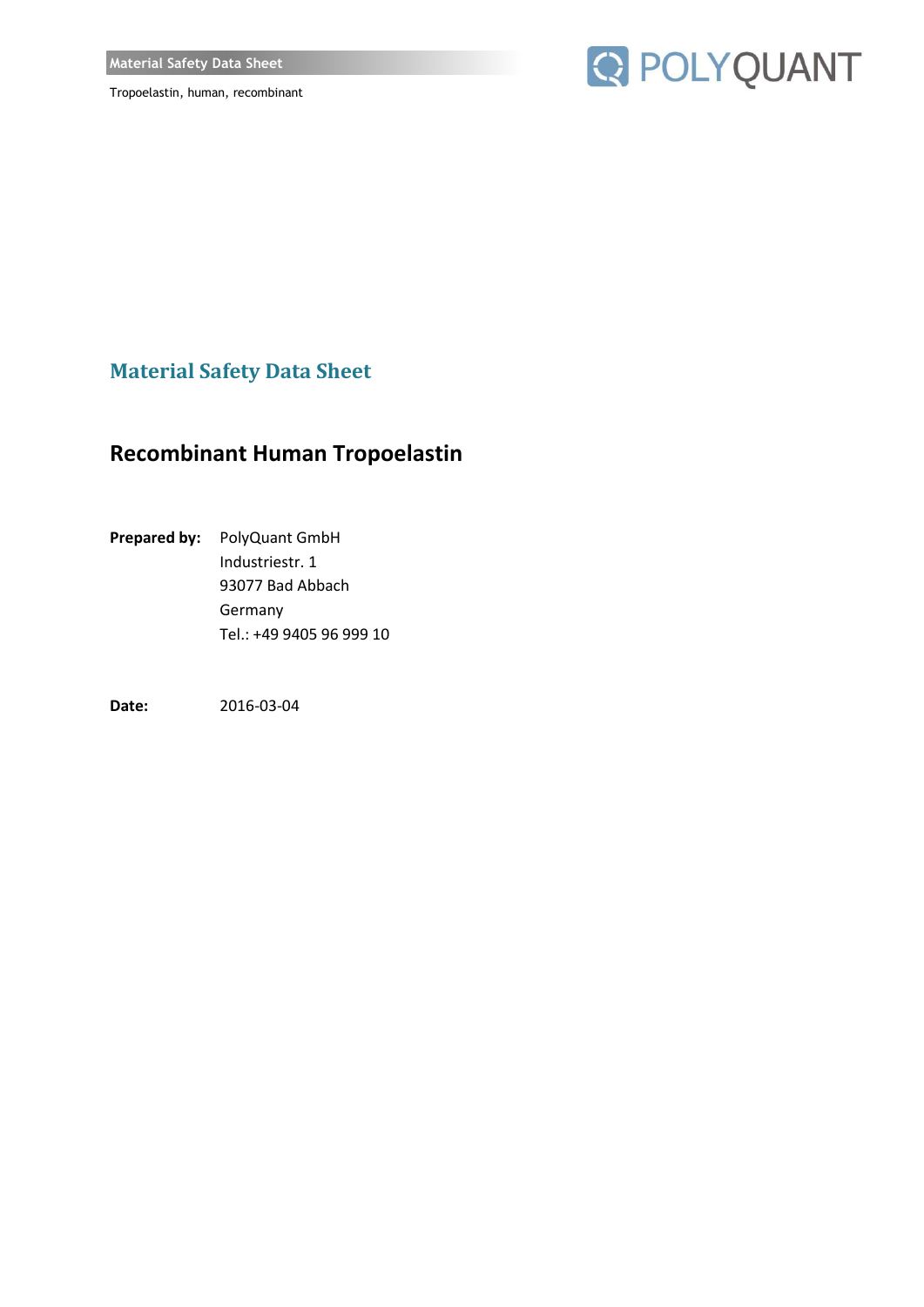# Material Safety Data Sheet

## Recombinant Human Tropoelastin

**Prepared by:** PolyQuant GmbH
Industriestr. 1
93077 Bad Abbach
Germany
Tel.: +49 9405 96 999 10

**Date:** 2016-03-04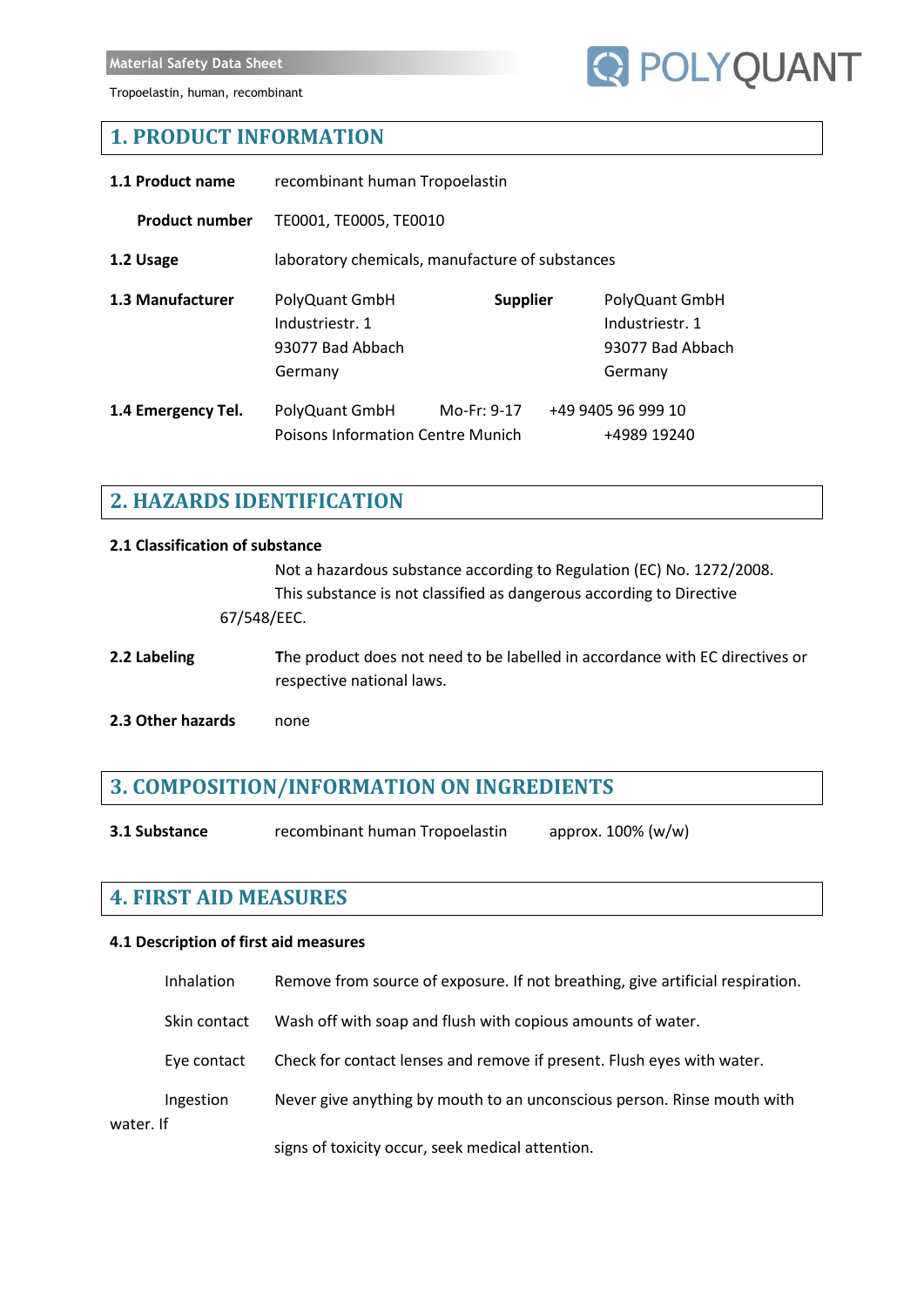## 1. PRODUCT INFORMATION

**1.1 Product name** recombinant human Tropoelastin

**Product number** TE0001, TE0005, TE0010

**1.2 Usage** laboratory chemicals, manufacture of substances

**1.3 Manufacturer**
PolyQuant GmbH
Industriestr. 1
93077 Bad Abbach
Germany

**Supplier**
PolyQuant GmbH
Industriestr. 1
93077 Bad Abbach
Germany

**1.4 Emergency Tel.**
PolyQuant GmbH Mo-Fr: 9-17 +49 9405 96 999 10
Poisons Information Centre Munich +4989 19240

## 2. HAZARDS IDENTIFICATION

**2.1 Classification of substance**

Not a hazardous substance according to Regulation (EC) No. 1272/2008. This substance is not classified as dangerous according to Directive 67/548/EEC.

**2.2 Labeling** The product does not need to be labelled in accordance with EC directives or respective national laws.

**2.3 Other hazards** none

## 3. COMPOSITION/INFORMATION ON INGREDIENTS

**3.1 Substance** recombinant human Tropoelastin approx. 100% (w/w)

## 4. FIRST AID MEASURES

**4.1 Description of first aid measures**

Inhalation: Remove from source of exposure. If not breathing, give artificial respiration.

Skin contact: Wash off with soap and flush with copious amounts of water.

Eye contact: Check for contact lenses and remove if present. Flush eyes with water.

Ingestion: Never give anything by mouth to an unconscious person. Rinse mouth with water. If signs of toxicity occur, seek medical attention.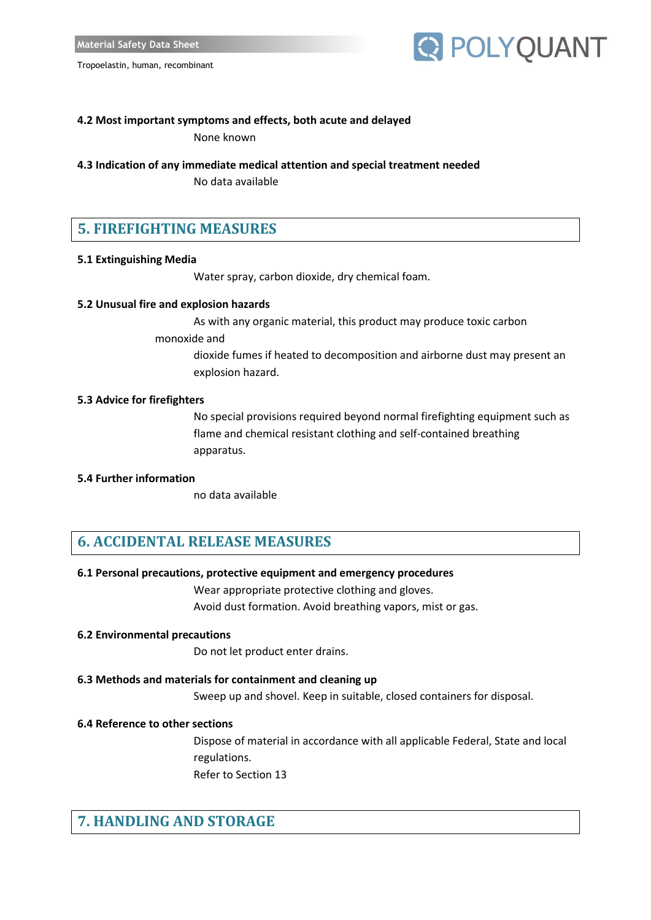### 4.2 Most important symptoms and effects, both acute and delayed

None known

### 4.3 Indication of any immediate medical attention and special treatment needed

No data available

## 5. FIREFIGHTING MEASURES

### 5.1 Extinguishing Media

Water spray, carbon dioxide, dry chemical foam.

### 5.2 Unusual fire and explosion hazards

As with any organic material, this product may produce toxic carbon monoxide and dioxide fumes if heated to decomposition and airborne dust may present an explosion hazard.

### 5.3 Advice for firefighters

No special provisions required beyond normal firefighting equipment such as flame and chemical resistant clothing and self-contained breathing apparatus.

### 5.4 Further information

no data available

## 6. ACCIDENTAL RELEASE MEASURES

### 6.1 Personal precautions, protective equipment and emergency procedures

Wear appropriate protective clothing and gloves.
Avoid dust formation. Avoid breathing vapors, mist or gas.

### 6.2 Environmental precautions

Do not let product enter drains.

### 6.3 Methods and materials for containment and cleaning up

Sweep up and shovel. Keep in suitable, closed containers for disposal.

### 6.4 Reference to other sections

Dispose of material in accordance with all applicable Federal, State and local regulations.
Refer to Section 13

## 7. HANDLING AND STORAGE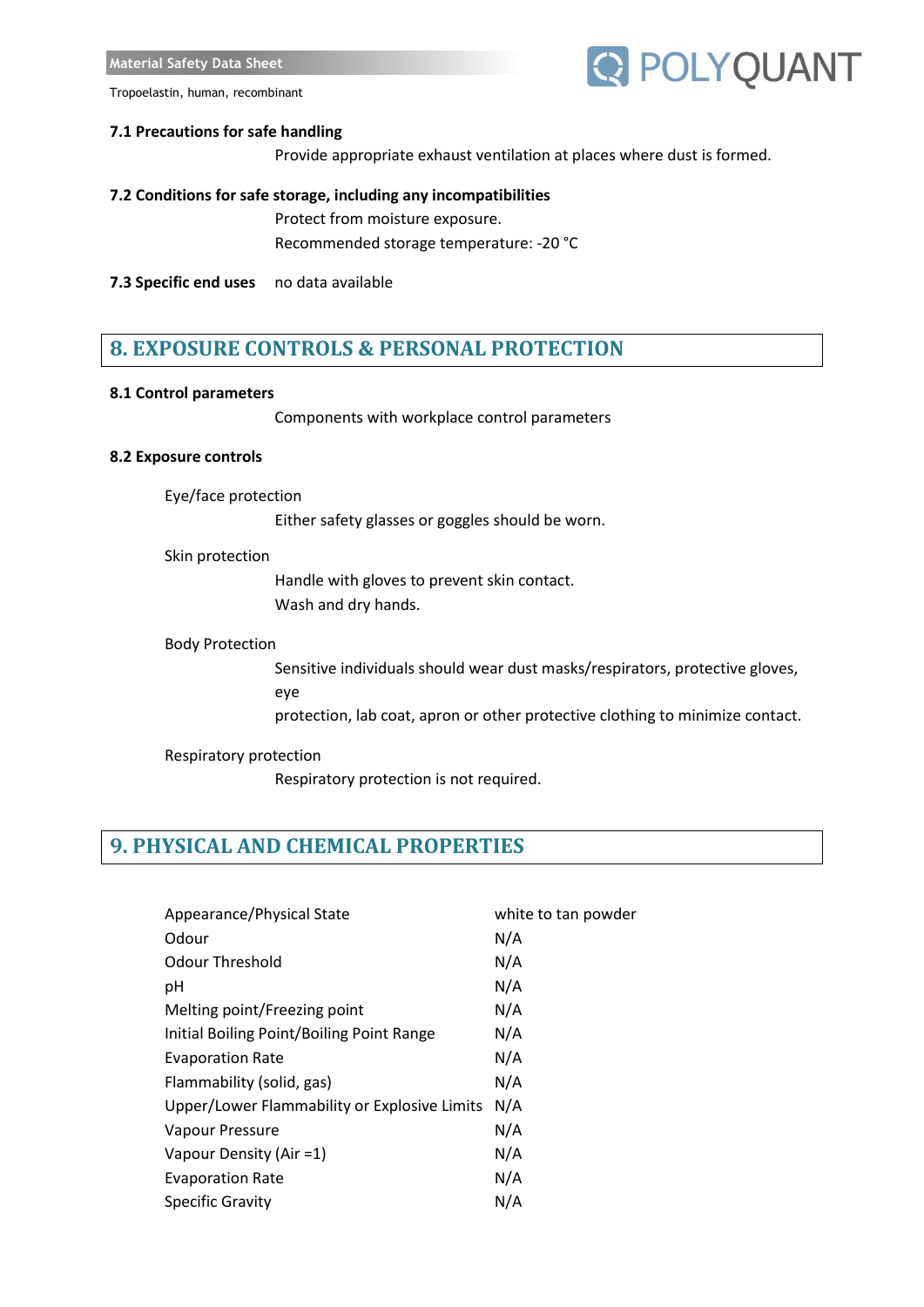### 7.1 Precautions for safe handling

Provide appropriate exhaust ventilation at places where dust is formed.

### 7.2 Conditions for safe storage, including any incompatibilities

Protect from moisture exposure.
Recommended storage temperature: -20 °C

**7.3 Specific end uses** no data available

## 8. EXPOSURE CONTROLS & PERSONAL PROTECTION

### 8.1 Control parameters

Components with workplace control parameters

### 8.2 Exposure controls

Eye/face protection

Either safety glasses or goggles should be worn.

Skin protection

Handle with gloves to prevent skin contact.
Wash and dry hands.

Body Protection

Sensitive individuals should wear dust masks/respirators, protective gloves, eye
protection, lab coat, apron or other protective clothing to minimize contact.

Respiratory protection

Respiratory protection is not required.

## 9. PHYSICAL AND CHEMICAL PROPERTIES

| | |
|---|---|
| Appearance/Physical State | white to tan powder |
| Odour | N/A |
| Odour Threshold | N/A |
| pH | N/A |
| Melting point/Freezing point | N/A |
| Initial Boiling Point/Boiling Point Range | N/A |
| Evaporation Rate | N/A |
| Flammability (solid, gas) | N/A |
| Upper/Lower Flammability or Explosive Limits | N/A |
| Vapour Pressure | N/A |
| Vapour Density (Air =1) | N/A |
| Evaporation Rate | N/A |
| Specific Gravity | N/A |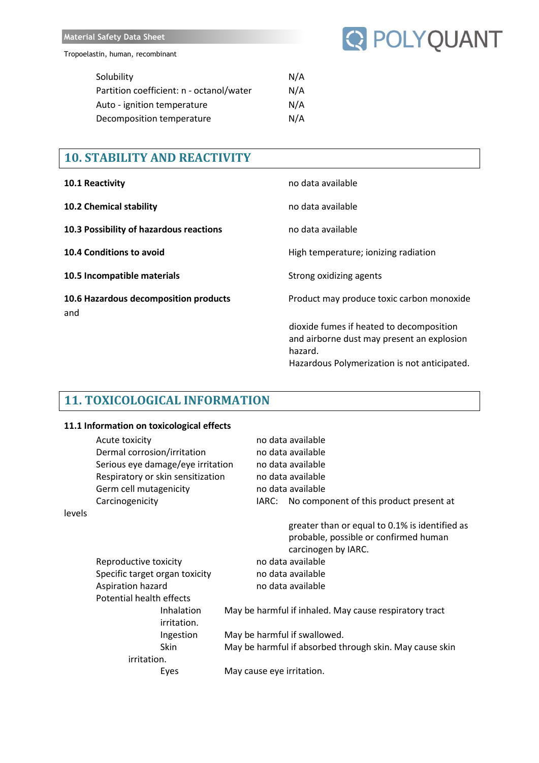| | |
|---|---|
| Solubility | N/A |
| Partition coefficient: n - octanol/water | N/A |
| Auto - ignition temperature | N/A |
| Decomposition temperature | N/A |

## 10. STABILITY AND REACTIVITY

| | |
|---|---|
| **10.1 Reactivity** | no data available |
| **10.2 Chemical stability** | no data available |
| **10.3 Possibility of hazardous reactions** | no data available |
| **10.4 Conditions to avoid** | High temperature; ionizing radiation |
| **10.5 Incompatible materials** | Strong oxidizing agents |
| **10.6 Hazardous decomposition products** | Product may produce toxic carbon monoxide and dioxide fumes if heated to decomposition and airborne dust may present an explosion hazard. Hazardous Polymerization is not anticipated. |

## 11. TOXICOLOGICAL INFORMATION

**11.1 Information on toxicological effects**

| | |
|---|---|
| Acute toxicity | no data available |
| Dermal corrosion/irritation | no data available |
| Serious eye damage/eye irritation | no data available |
| Respiratory or skin sensitization | no data available |
| Germ cell mutagenicity | no data available |
| Carcinogenicity | IARC: No component of this product present at levels greater than or equal to 0.1% is identified as probable, possible or confirmed human carcinogen by IARC. |
| Reproductive toxicity | no data available |
| Specific target organ toxicity | no data available |
| Aspiration hazard | no data available |

Potential health effects

| | |
|---|---|
| Inhalation | May be harmful if inhaled. May cause respiratory tract irritation. |
| Ingestion | May be harmful if swallowed. |
| Skin | May be harmful if absorbed through skin. May cause skin irritation. |
| Eyes | May cause eye irritation. |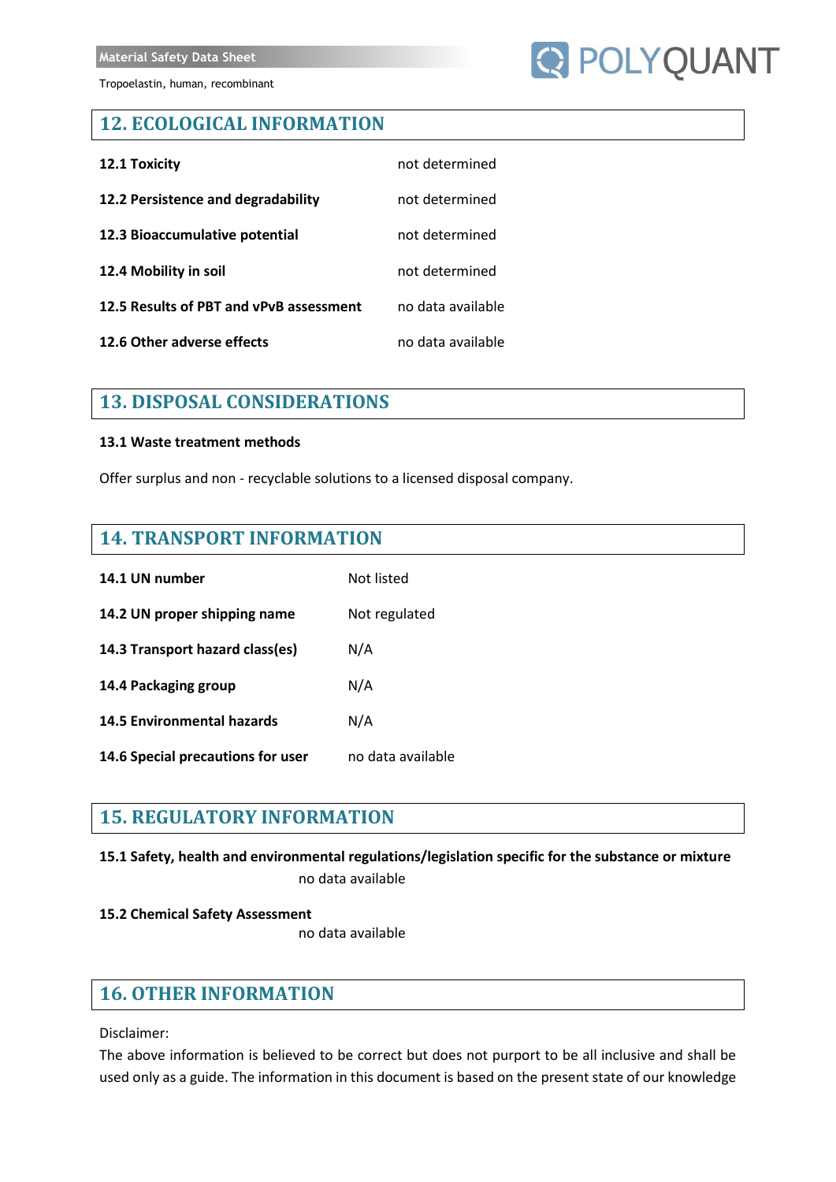## 12. ECOLOGICAL INFORMATION

| | |
|---|---|
| **12.1 Toxicity** | not determined |
| **12.2 Persistence and degradability** | not determined |
| **12.3 Bioaccumulative potential** | not determined |
| **12.4 Mobility in soil** | not determined |
| **12.5 Results of PBT and vPvB assessment** | no data available |
| **12.6 Other adverse effects** | no data available |

## 13. DISPOSAL CONSIDERATIONS

**13.1 Waste treatment methods**

Offer surplus and non - recyclable solutions to a licensed disposal company.

## 14. TRANSPORT INFORMATION

| | |
|---|---|
| **14.1 UN number** | Not listed |
| **14.2 UN proper shipping name** | Not regulated |
| **14.3 Transport hazard class(es)** | N/A |
| **14.4 Packaging group** | N/A |
| **14.5 Environmental hazards** | N/A |
| **14.6 Special precautions for user** | no data available |

## 15. REGULATORY INFORMATION

**15.1 Safety, health and environmental regulations/legislation specific for the substance or mixture**

no data available

**15.2 Chemical Safety Assessment**

no data available

## 16. OTHER INFORMATION

Disclaimer:

The above information is believed to be correct but does not purport to be all inclusive and shall be used only as a guide. The information in this document is based on the present state of our knowledge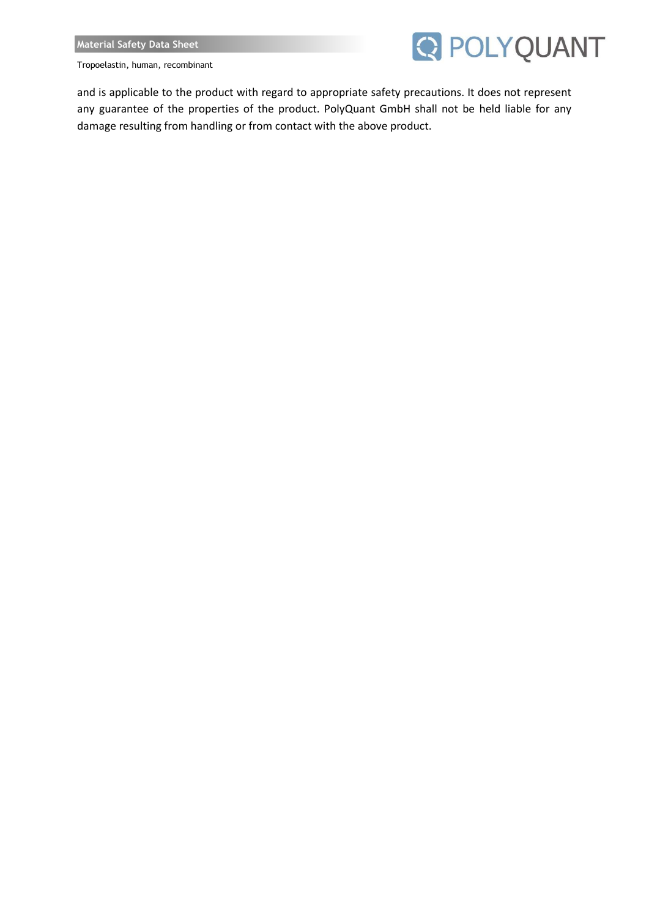and is applicable to the product with regard to appropriate safety precautions. It does not represent any guarantee of the properties of the product. PolyQuant GmbH shall not be held liable for any damage resulting from handling or from contact with the above product.